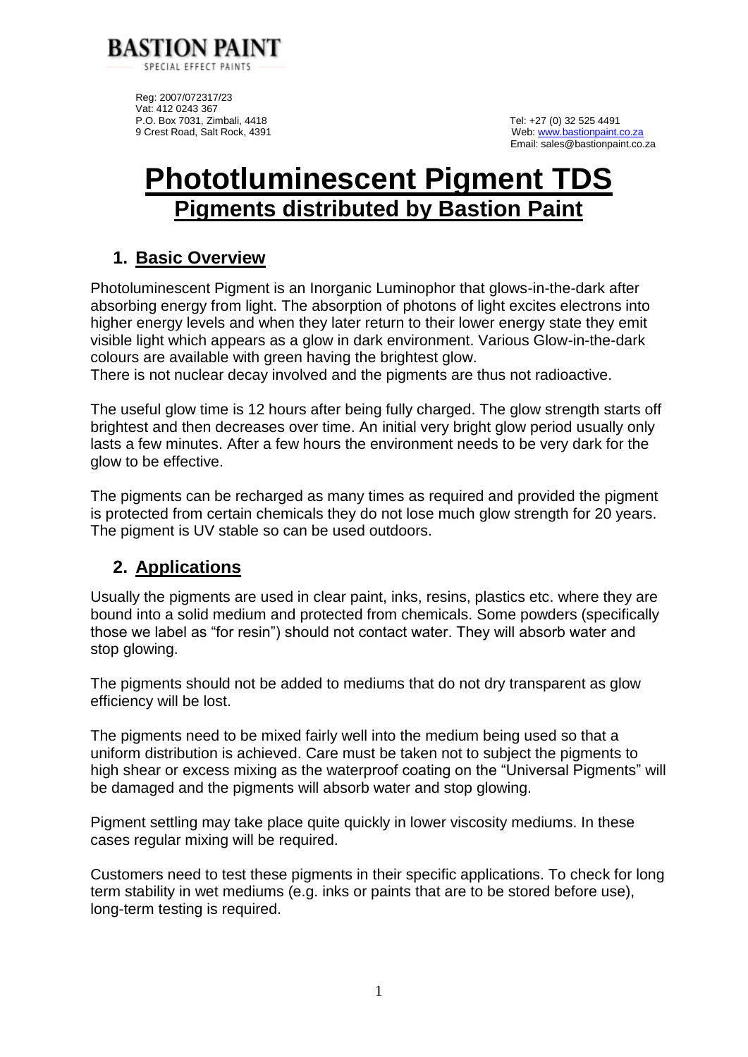**BASTION PAINT**
SPECIAL EFFECT PAINTS

Reg: 2007/072317/23
Vat: 412 0243 367
P.O. Box 7031, Zimbali, 4418
9 Crest Road, Salt Rock, 4391

Tel: +27 (0) 32 525 4491
Web: www.bastionpaint.co.za
Email: sales@bastionpaint.co.za

# Phototluminescent Pigment TDS

## Pigments distributed by Bastion Paint

### 1. Basic Overview

Photoluminescent Pigment is an Inorganic Luminophor that glows-in-the-dark after absorbing energy from light. The absorption of photons of light excites electrons into higher energy levels and when they later return to their lower energy state they emit visible light which appears as a glow in dark environment. Various Glow-in-the-dark colours are available with green having the brightest glow.
There is not nuclear decay involved and the pigments are thus not radioactive.

The useful glow time is 12 hours after being fully charged. The glow strength starts off brightest and then decreases over time. An initial very bright glow period usually only lasts a few minutes. After a few hours the environment needs to be very dark for the glow to be effective.

The pigments can be recharged as many times as required and provided the pigment is protected from certain chemicals they do not lose much glow strength for 20 years. The pigment is UV stable so can be used outdoors.

### 2. Applications

Usually the pigments are used in clear paint, inks, resins, plastics etc. where they are bound into a solid medium and protected from chemicals. Some powders (specifically those we label as "for resin") should not contact water. They will absorb water and stop glowing.

The pigments should not be added to mediums that do not dry transparent as glow efficiency will be lost.

The pigments need to be mixed fairly well into the medium being used so that a uniform distribution is achieved. Care must be taken not to subject the pigments to high shear or excess mixing as the waterproof coating on the "Universal Pigments" will be damaged and the pigments will absorb water and stop glowing.

Pigment settling may take place quite quickly in lower viscosity mediums. In these cases regular mixing will be required.

Customers need to test these pigments in their specific applications. To check for long term stability in wet mediums (e.g. inks or paints that are to be stored before use), long-term testing is required.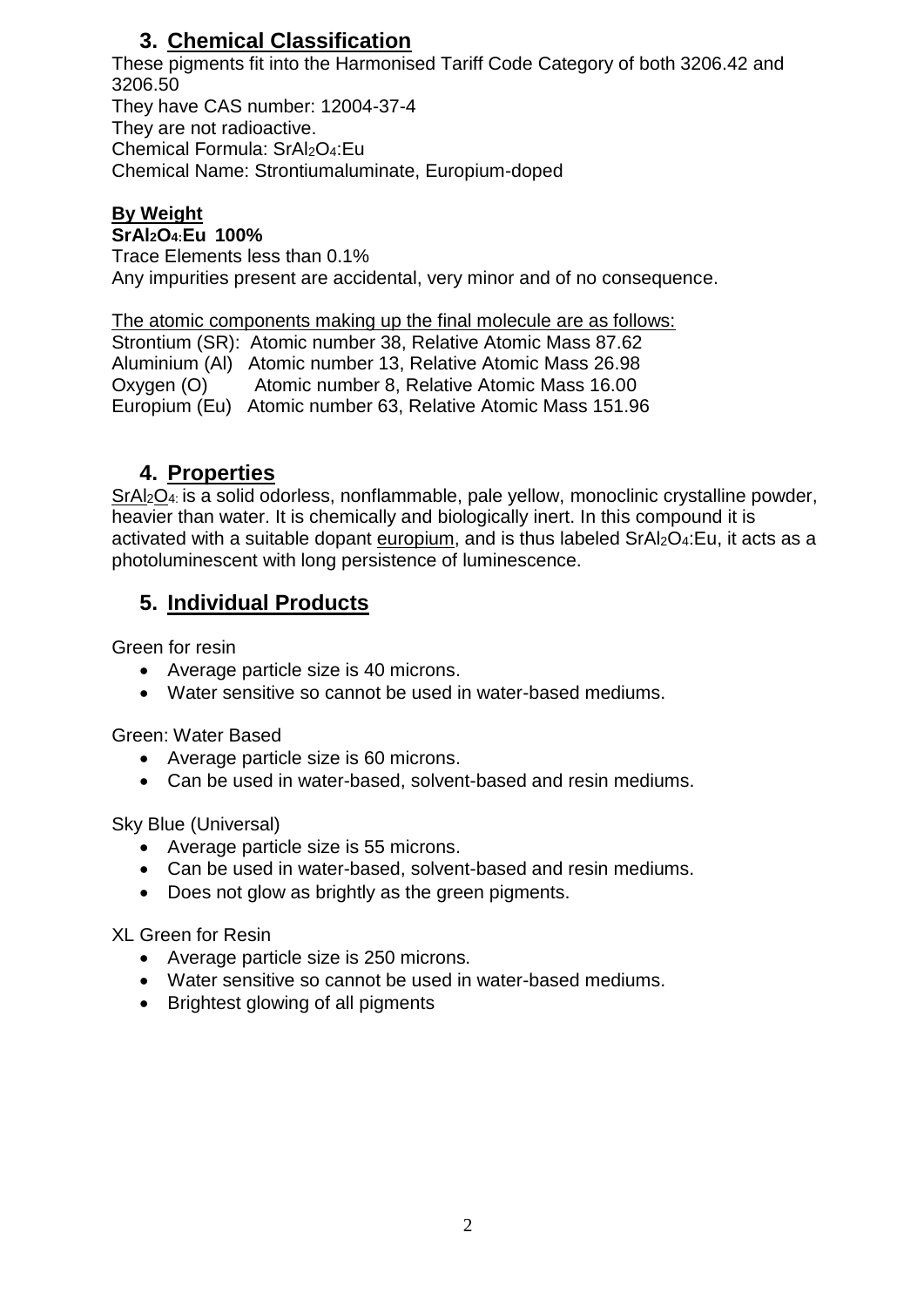## 3. Chemical Classification

These pigments fit into the Harmonised Tariff Code Category of both 3206.42 and 3206.50

They have CAS number: 12004-37-4

They are not radioactive.

Chemical Formula: $SrAl_2O_4$:Eu

Chemical Name: Strontiumaluminate, Europium-doped

**By Weight**

**$SrAl_2O_4$:Eu 100%**

Trace Elements less than 0.1%

Any impurities present are accidental, very minor and of no consequence.

The atomic components making up the final molecule are as follows:

Strontium (SR): Atomic number 38, Relative Atomic Mass 87.62
Aluminium (Al) Atomic number 13, Relative Atomic Mass 26.98
Oxygen (O) Atomic number 8, Relative Atomic Mass 16.00
Europium (Eu) Atomic number 63, Relative Atomic Mass 151.96

## 4. Properties

$SrAl_2O_4$: is a solid odorless, nonflammable, pale yellow, monoclinic crystalline powder, heavier than water. It is chemically and biologically inert. In this compound it is activated with a suitable dopant europium, and is thus labeled $SrAl_2O_4$:Eu, it acts as a photoluminescent with long persistence of luminescence.

## 5. Individual Products

Green for resin

- Average particle size is 40 microns.
- Water sensitive so cannot be used in water-based mediums.

Green: Water Based

- Average particle size is 60 microns.
- Can be used in water-based, solvent-based and resin mediums.

Sky Blue (Universal)

- Average particle size is 55 microns.
- Can be used in water-based, solvent-based and resin mediums.
- Does not glow as brightly as the green pigments.

XL Green for Resin

- Average particle size is 250 microns.
- Water sensitive so cannot be used in water-based mediums.
- Brightest glowing of all pigments